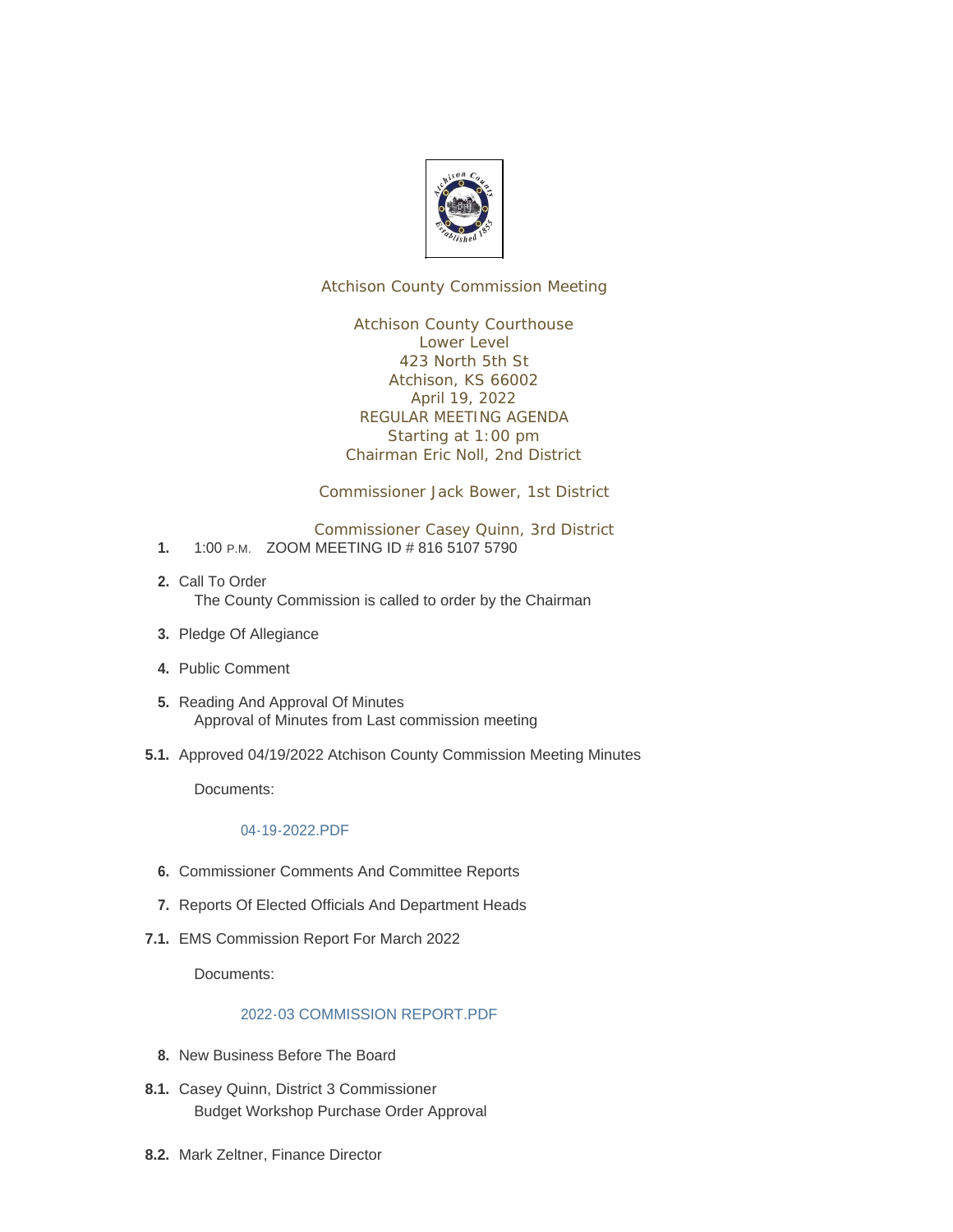Atchison County Commission Meeting

Atchison County Courthouse
Lower Level
423 North 5th St
Atchison, KS 66002
April 19, 2022
REGULAR MEETING AGENDA
Starting at 1:00 pm
Chairman Eric Noll, 2nd District

Commissioner Jack Bower, 1st District

Commissioner Casey Quinn, 3rd District

**1.** 1:00 P.M. ZOOM MEETING ID # 816 5107 5790

**2.** Call To Order
The County Commission is called to order by the Chairman

**3.** Pledge Of Allegiance

**4.** Public Comment

**5.** Reading And Approval Of Minutes
Approval of Minutes from Last commission meeting

**5.1.** Approved 04/19/2022 Atchison County Commission Meeting Minutes

Documents:

04-19-2022.PDF

**6.** Commissioner Comments And Committee Reports

**7.** Reports Of Elected Officials And Department Heads

**7.1.** EMS Commission Report For March 2022

Documents:

2022-03 COMMISSION REPORT.PDF

**8.** New Business Before The Board

**8.1.** Casey Quinn, District 3 Commissioner
Budget Workshop Purchase Order Approval

**8.2.** Mark Zeltner, Finance Director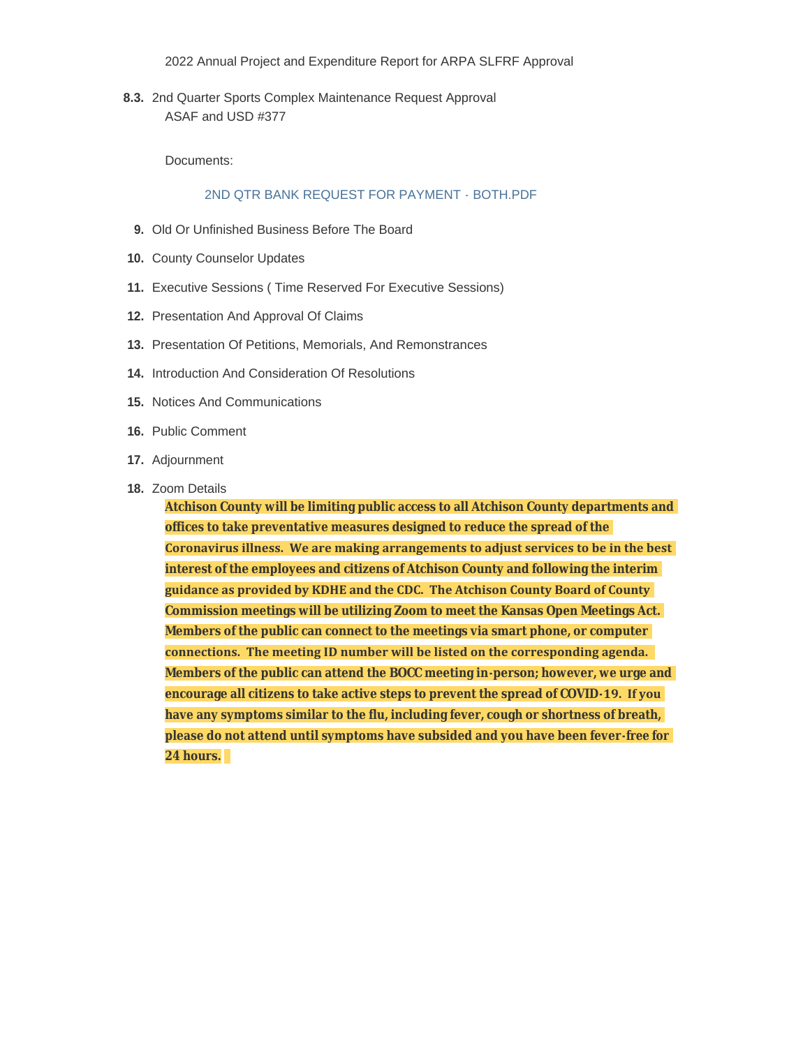2022 Annual Project and Expenditure Report for ARPA SLFRF Approval

**8.3.** 2nd Quarter Sports Complex Maintenance Request Approval
ASAF and USD #377

Documents:

2ND QTR BANK REQUEST FOR PAYMENT - BOTH.PDF

**9.** Old Or Unfinished Business Before The Board

**10.** County Counselor Updates

**11.** Executive Sessions ( Time Reserved For Executive Sessions)

**12.** Presentation And Approval Of Claims

**13.** Presentation Of Petitions, Memorials, And Remonstrances

**14.** Introduction And Consideration Of Resolutions

**15.** Notices And Communications

**16.** Public Comment

**17.** Adjournment

**18.** Zoom Details

**Atchison County will be limiting public access to all Atchison County departments and offices to take preventative measures designed to reduce the spread of the Coronavirus illness. We are making arrangements to adjust services to be in the best interest of the employees and citizens of Atchison County and following the interim guidance as provided by KDHE and the CDC. The Atchison County Board of County Commission meetings will be utilizing Zoom to meet the Kansas Open Meetings Act. Members of the public can connect to the meetings via smart phone, or computer connections. The meeting ID number will be listed on the corresponding agenda. Members of the public can attend the BOCC meeting in-person; however, we urge and encourage all citizens to take active steps to prevent the spread of COVID-19. If you have any symptoms similar to the flu, including fever, cough or shortness of breath, please do not attend until symptoms have subsided and you have been fever-free for 24 hours.**